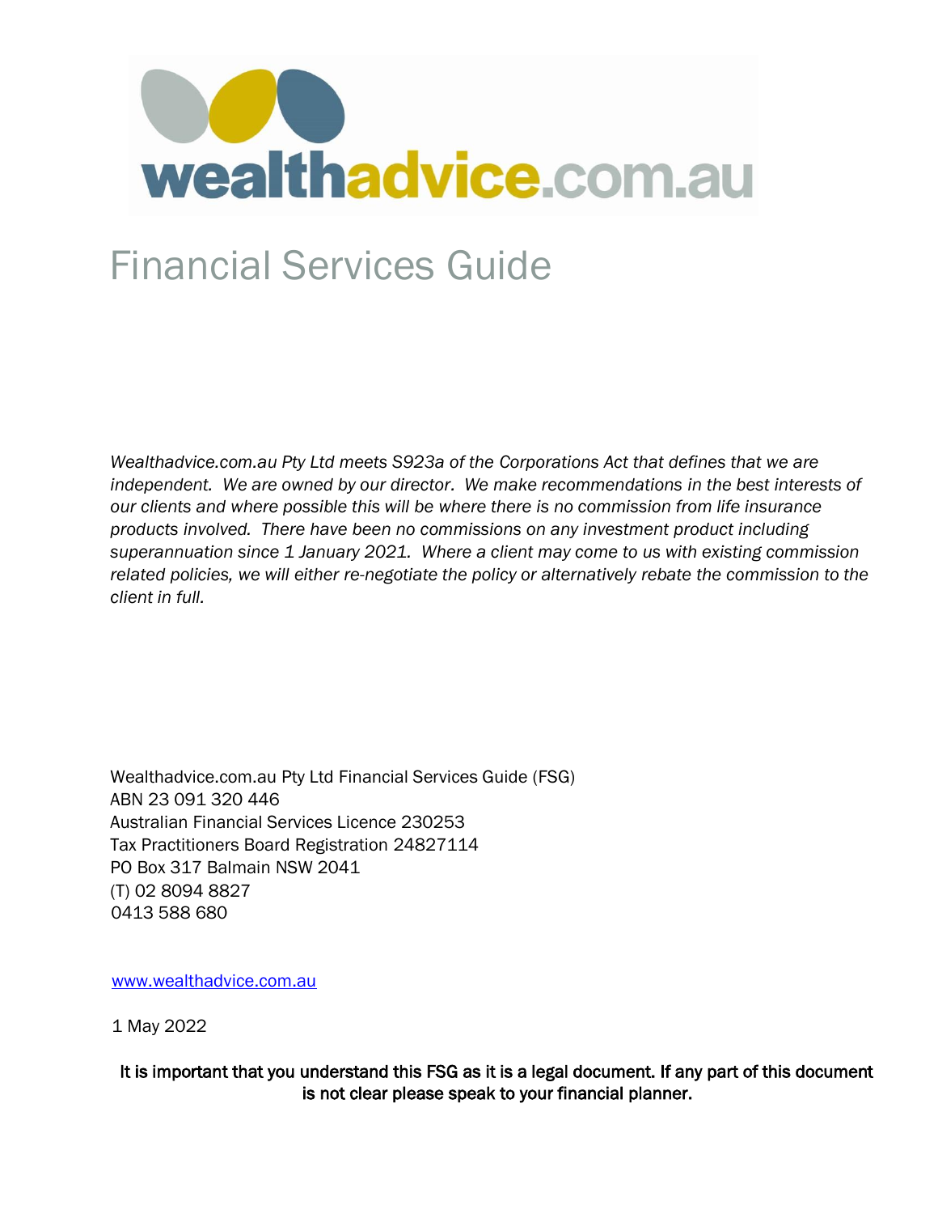wealthadvice.com.au

# Financial Services Guide

*Wealthadvice.com.au Pty Ltd meets S923a of the Corporations Act that defines that we are independent. We are owned by our director. We make recommendations in the best interests of our clients and where possible this will be where there is no commission from life insurance products involved. There have been no commissions on any investment product including superannuation since 1 January 2021. Where a client may come to us with existing commission related policies, we will either re-negotiate the policy or alternatively rebate the commission to the client in full.*

Wealthadvice.com.au Pty Ltd Financial Services Guide (FSG)
ABN 23 091 320 446
Australian Financial Services Licence 230253
Tax Practitioners Board Registration 24827114
PO Box 317 Balmain NSW 2041
(T) 02 8094 8827
0413 588 680

[www.wealthadvice.com.au](http://www.wealthadvice.com.au)

1 May 2022

**It is important that you understand this FSG as it is a legal document. If any part of this document is not clear please speak to your financial planner.**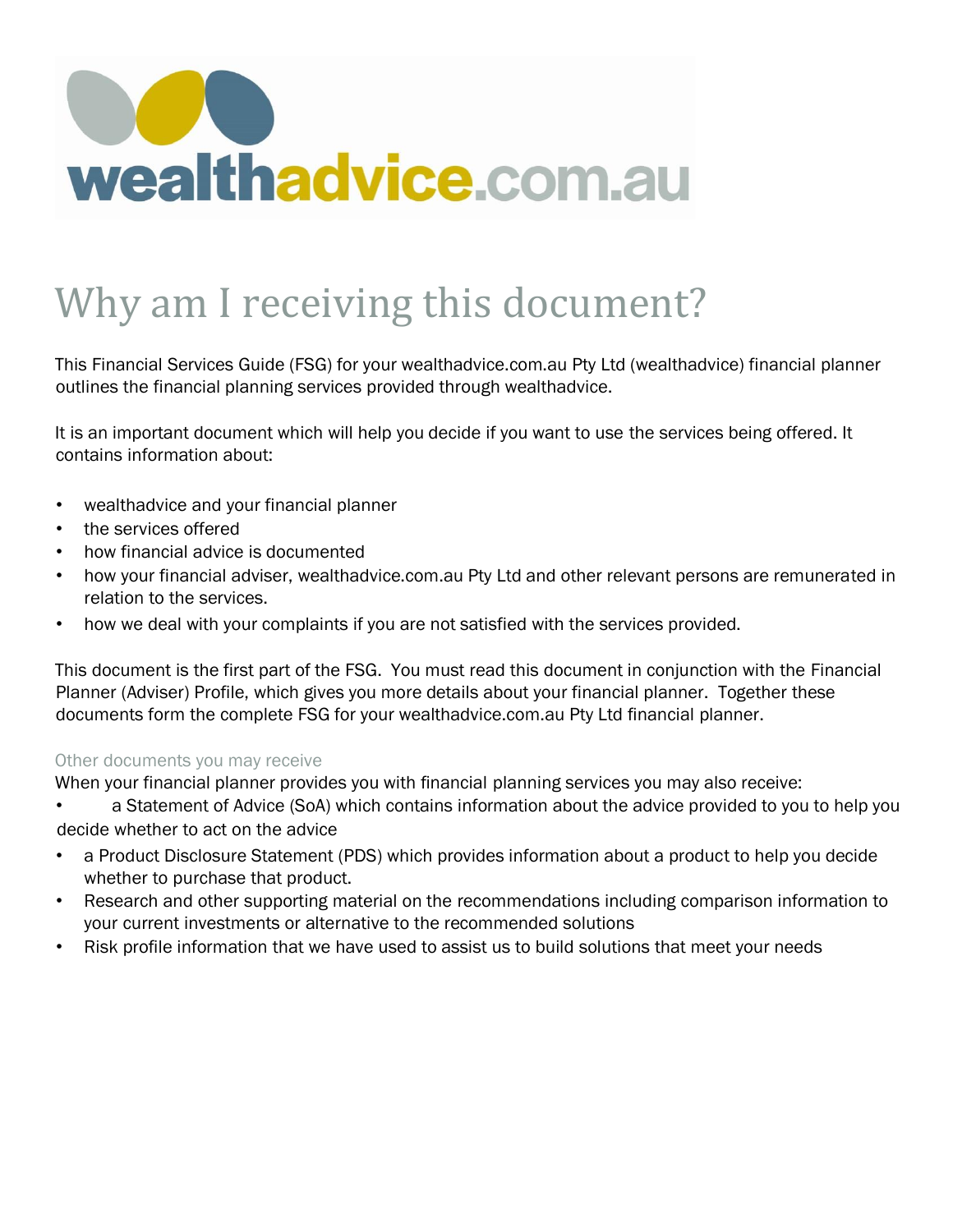wealthadvice.com.au

# Why am I receiving this document?

This Financial Services Guide (FSG) for your wealthadvice.com.au Pty Ltd (wealthadvice) financial planner outlines the financial planning services provided through wealthadvice.

It is an important document which will help you decide if you want to use the services being offered. It contains information about:

- wealthadvice and your financial planner
- the services offered
- how financial advice is documented
- how your financial adviser, wealthadvice.com.au Pty Ltd and other relevant persons are remunerated in relation to the services.
- how we deal with your complaints if you are not satisfied with the services provided.

This document is the first part of the FSG. You must read this document in conjunction with the Financial Planner (Adviser) Profile, which gives you more details about your financial planner. Together these documents form the complete FSG for your wealthadvice.com.au Pty Ltd financial planner.

### Other documents you may receive

When your financial planner provides you with financial planning services you may also receive:

- a Statement of Advice (SoA) which contains information about the advice provided to you to help you decide whether to act on the advice
- a Product Disclosure Statement (PDS) which provides information about a product to help you decide whether to purchase that product.
- Research and other supporting material on the recommendations including comparison information to your current investments or alternative to the recommended solutions
- Risk profile information that we have used to assist us to build solutions that meet your needs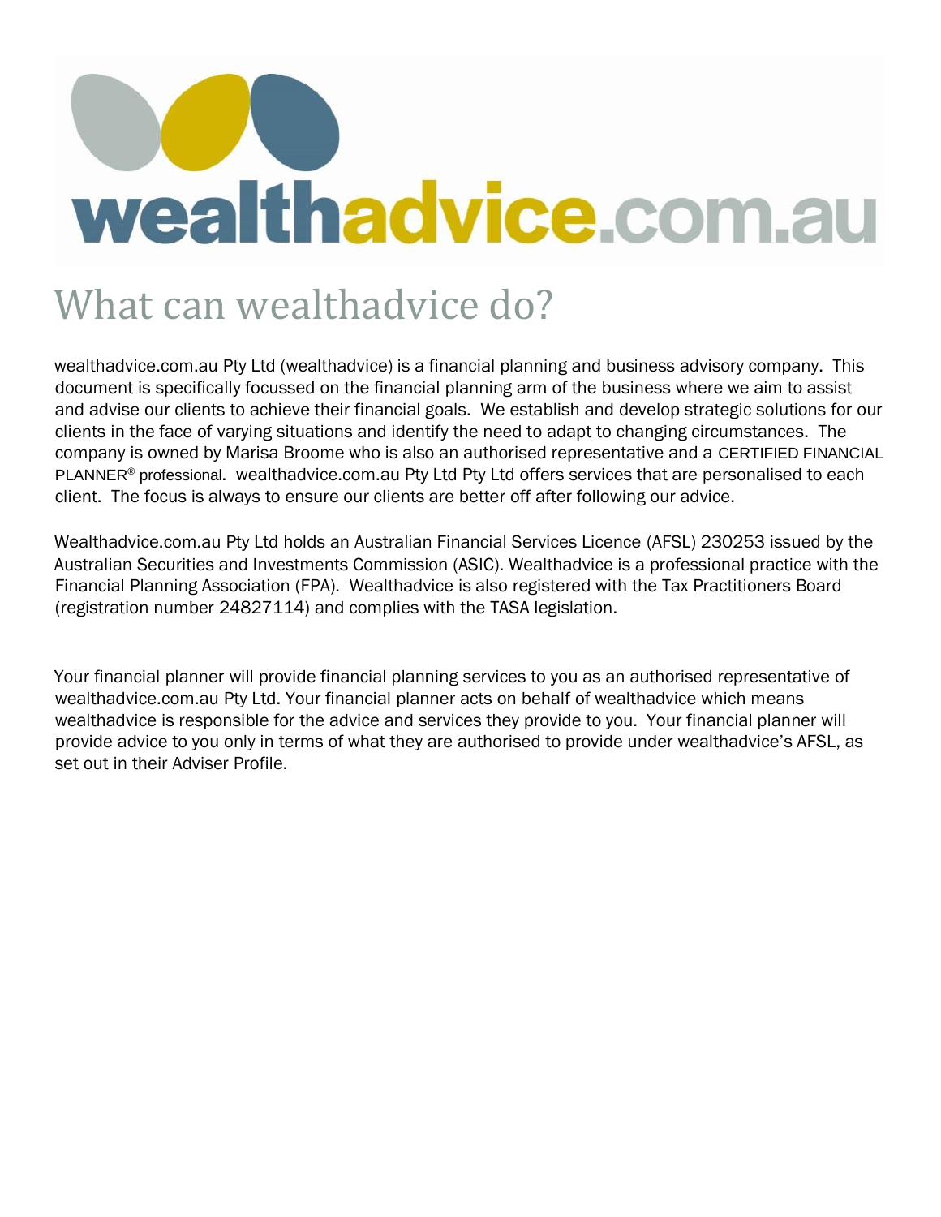# What can wealthadvice do?

wealthadvice.com.au Pty Ltd (wealthadvice) is a financial planning and business advisory company. This document is specifically focussed on the financial planning arm of the business where we aim to assist and advise our clients to achieve their financial goals. We establish and develop strategic solutions for our clients in the face of varying situations and identify the need to adapt to changing circumstances. The company is owned by Marisa Broome who is also an authorised representative and a CERTIFIED FINANCIAL PLANNER® professional. wealthadvice.com.au Pty Ltd Pty Ltd offers services that are personalised to each client. The focus is always to ensure our clients are better off after following our advice.

Wealthadvice.com.au Pty Ltd holds an Australian Financial Services Licence (AFSL) 230253 issued by the Australian Securities and Investments Commission (ASIC). Wealthadvice is a professional practice with the Financial Planning Association (FPA). Wealthadvice is also registered with the Tax Practitioners Board (registration number 24827114) and complies with the TASA legislation.

Your financial planner will provide financial planning services to you as an authorised representative of wealthadvice.com.au Pty Ltd. Your financial planner acts on behalf of wealthadvice which means wealthadvice is responsible for the advice and services they provide to you. Your financial planner will provide advice to you only in terms of what they are authorised to provide under wealthadvice's AFSL, as set out in their Adviser Profile.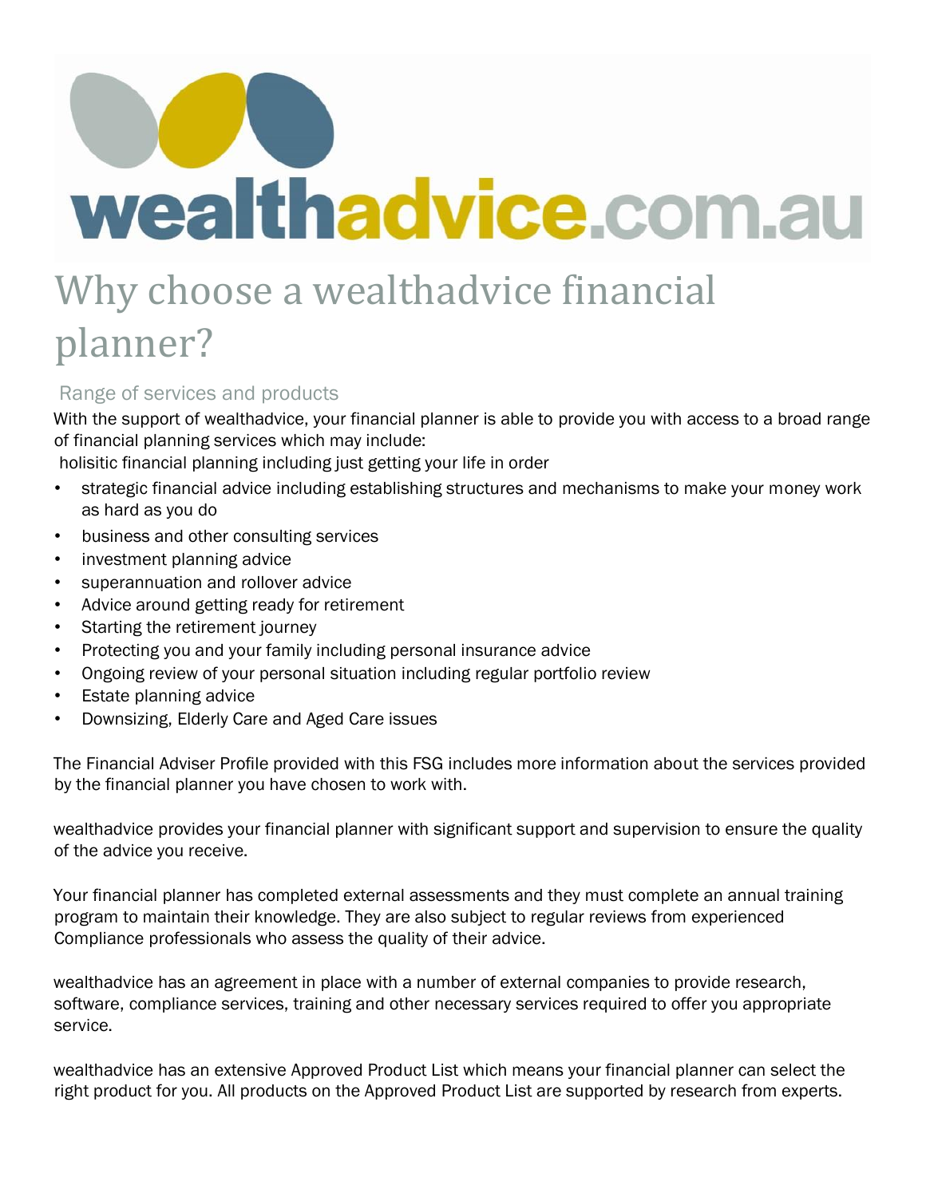# wealthadvice.com.au

# Why choose a wealthadvice financial planner?

## Range of services and products

With the support of wealthadvice, your financial planner is able to provide you with access to a broad range of financial planning services which may include:

holisitic financial planning including just getting your life in order

- strategic financial advice including establishing structures and mechanisms to make your money work as hard as you do
- business and other consulting services
- investment planning advice
- superannuation and rollover advice
- Advice around getting ready for retirement
- Starting the retirement journey
- Protecting you and your family including personal insurance advice
- Ongoing review of your personal situation including regular portfolio review
- Estate planning advice
- Downsizing, Elderly Care and Aged Care issues

The Financial Adviser Profile provided with this FSG includes more information about the services provided by the financial planner you have chosen to work with.

wealthadvice provides your financial planner with significant support and supervision to ensure the quality of the advice you receive.

Your financial planner has completed external assessments and they must complete an annual training program to maintain their knowledge. They are also subject to regular reviews from experienced Compliance professionals who assess the quality of their advice.

wealthadvice has an agreement in place with a number of external companies to provide research, software, compliance services, training and other necessary services required to offer you appropriate service.

wealthadvice has an extensive Approved Product List which means your financial planner can select the right product for you. All products on the Approved Product List are supported by research from experts.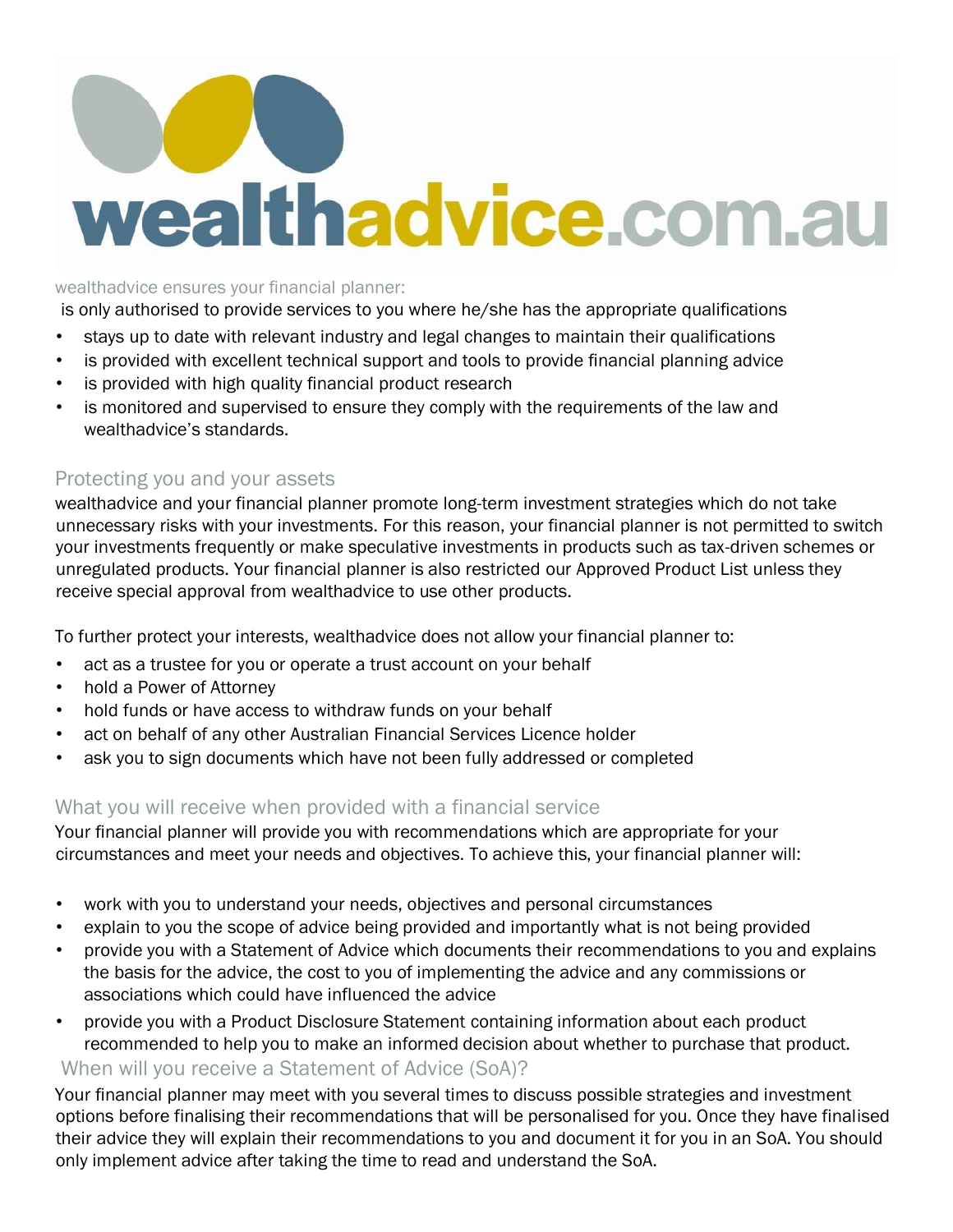wealthadvice ensures your financial planner:

- is only authorised to provide services to you where he/she has the appropriate qualifications
- stays up to date with relevant industry and legal changes to maintain their qualifications
- is provided with excellent technical support and tools to provide financial planning advice
- is provided with high quality financial product research
- is monitored and supervised to ensure they comply with the requirements of the law and wealthadvice's standards.

## Protecting you and your assets

wealthadvice and your financial planner promote long-term investment strategies which do not take unnecessary risks with your investments. For this reason, your financial planner is not permitted to switch your investments frequently or make speculative investments in products such as tax-driven schemes or unregulated products. Your financial planner is also restricted our Approved Product List unless they receive special approval from wealthadvice to use other products.

To further protect your interests, wealthadvice does not allow your financial planner to:

- act as a trustee for you or operate a trust account on your behalf
- hold a Power of Attorney
- hold funds or have access to withdraw funds on your behalf
- act on behalf of any other Australian Financial Services Licence holder
- ask you to sign documents which have not been fully addressed or completed

## What you will receive when provided with a financial service

Your financial planner will provide you with recommendations which are appropriate for your circumstances and meet your needs and objectives. To achieve this, your financial planner will:

- work with you to understand your needs, objectives and personal circumstances
- explain to you the scope of advice being provided and importantly what is not being provided
- provide you with a Statement of Advice which documents their recommendations to you and explains the basis for the advice, the cost to you of implementing the advice and any commissions or associations which could have influenced the advice
- provide you with a Product Disclosure Statement containing information about each product recommended to help you to make an informed decision about whether to purchase that product.

## When will you receive a Statement of Advice (SoA)?

Your financial planner may meet with you several times to discuss possible strategies and investment options before finalising their recommendations that will be personalised for you. Once they have finalised their advice they will explain their recommendations to you and document it for you in an SoA. You should only implement advice after taking the time to read and understand the SoA.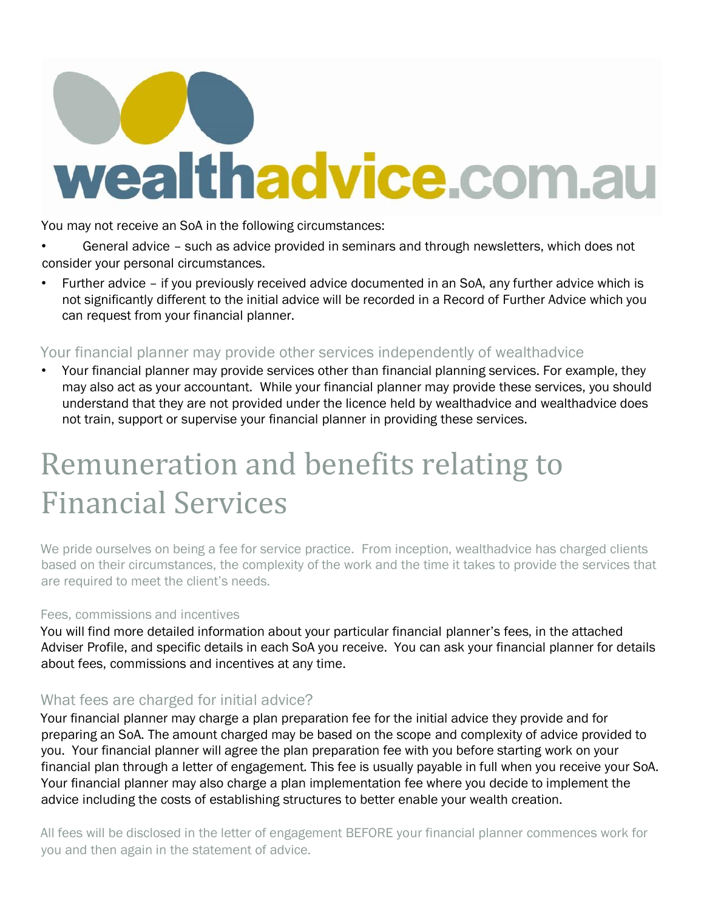You may not receive an SoA in the following circumstances:

- General advice – such as advice provided in seminars and through newsletters, which does not consider your personal circumstances.
- Further advice – if you previously received advice documented in an SoA, any further advice which is not significantly different to the initial advice will be recorded in a Record of Further Advice which you can request from your financial planner.

### Your financial planner may provide other services independently of wealthadvice

- Your financial planner may provide services other than financial planning services. For example, they may also act as your accountant. While your financial planner may provide these services, you should understand that they are not provided under the licence held by wealthadvice and wealthadvice does not train, support or supervise your financial planner in providing these services.

# Remuneration and benefits relating to Financial Services

We pride ourselves on being a fee for service practice. From inception, wealthadvice has charged clients based on their circumstances, the complexity of the work and the time it takes to provide the services that are required to meet the client's needs.

#### Fees, commissions and incentives

You will find more detailed information about your particular financial planner's fees, in the attached Adviser Profile, and specific details in each SoA you receive. You can ask your financial planner for details about fees, commissions and incentives at any time.

### What fees are charged for initial advice?

Your financial planner may charge a plan preparation fee for the initial advice they provide and for preparing an SoA. The amount charged may be based on the scope and complexity of advice provided to you. Your financial planner will agree the plan preparation fee with you before starting work on your financial plan through a letter of engagement. This fee is usually payable in full when you receive your SoA. Your financial planner may also charge a plan implementation fee where you decide to implement the advice including the costs of establishing structures to better enable your wealth creation.

All fees will be disclosed in the letter of engagement BEFORE your financial planner commences work for you and then again in the statement of advice.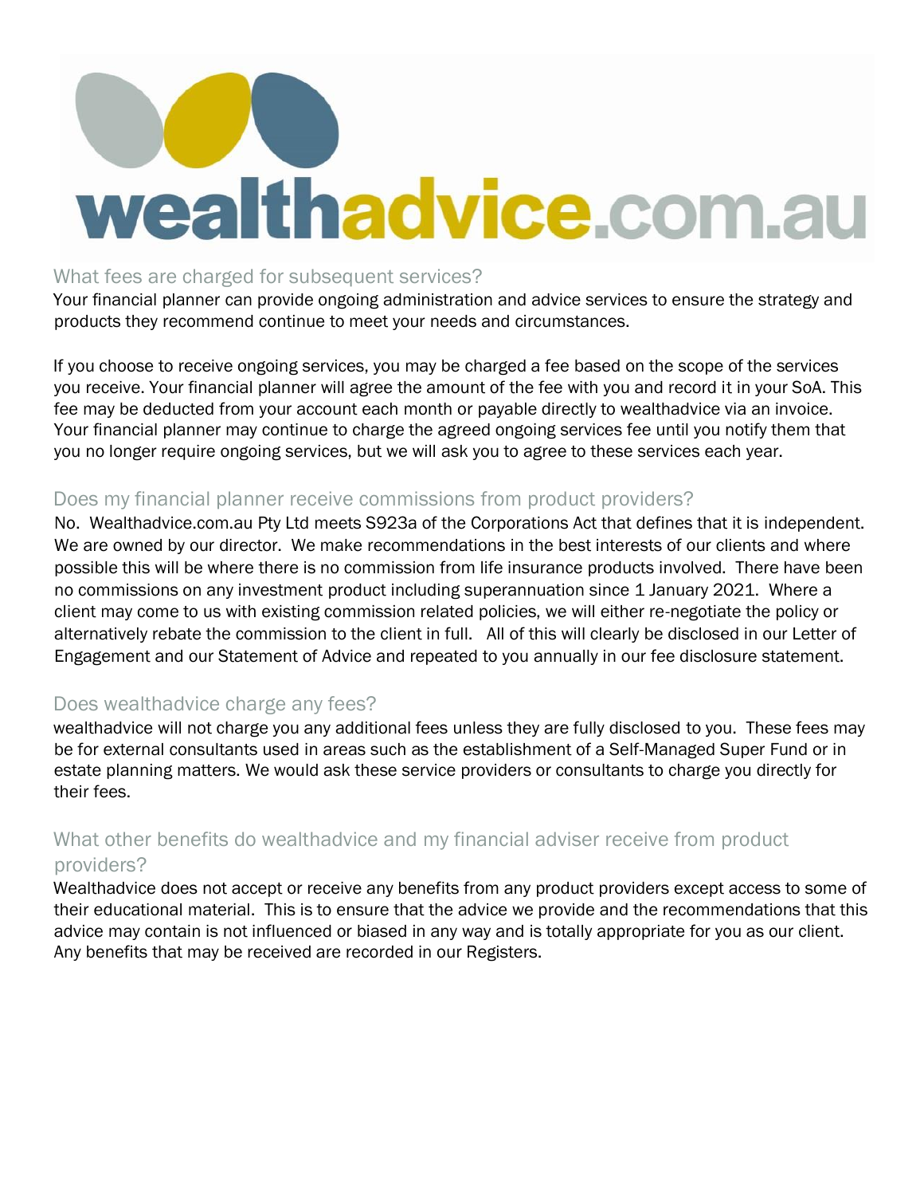## What fees are charged for subsequent services?

Your financial planner can provide ongoing administration and advice services to ensure the strategy and products they recommend continue to meet your needs and circumstances.

If you choose to receive ongoing services, you may be charged a fee based on the scope of the services you receive. Your financial planner will agree the amount of the fee with you and record it in your SoA. This fee may be deducted from your account each month or payable directly to wealthadvice via an invoice. Your financial planner may continue to charge the agreed ongoing services fee until you notify them that you no longer require ongoing services, but we will ask you to agree to these services each year.

## Does my financial planner receive commissions from product providers?

No. Wealthadvice.com.au Pty Ltd meets S923a of the Corporations Act that defines that it is independent. We are owned by our director. We make recommendations in the best interests of our clients and where possible this will be where there is no commission from life insurance products involved. There have been no commissions on any investment product including superannuation since 1 January 2021. Where a client may come to us with existing commission related policies, we will either re-negotiate the policy or alternatively rebate the commission to the client in full. All of this will clearly be disclosed in our Letter of Engagement and our Statement of Advice and repeated to you annually in our fee disclosure statement.

## Does wealthadvice charge any fees?

wealthadvice will not charge you any additional fees unless they are fully disclosed to you. These fees may be for external consultants used in areas such as the establishment of a Self-Managed Super Fund or in estate planning matters. We would ask these service providers or consultants to charge you directly for their fees.

## What other benefits do wealthadvice and my financial adviser receive from product providers?

Wealthadvice does not accept or receive any benefits from any product providers except access to some of their educational material. This is to ensure that the advice we provide and the recommendations that this advice may contain is not influenced or biased in any way and is totally appropriate for you as our client. Any benefits that may be received are recorded in our Registers.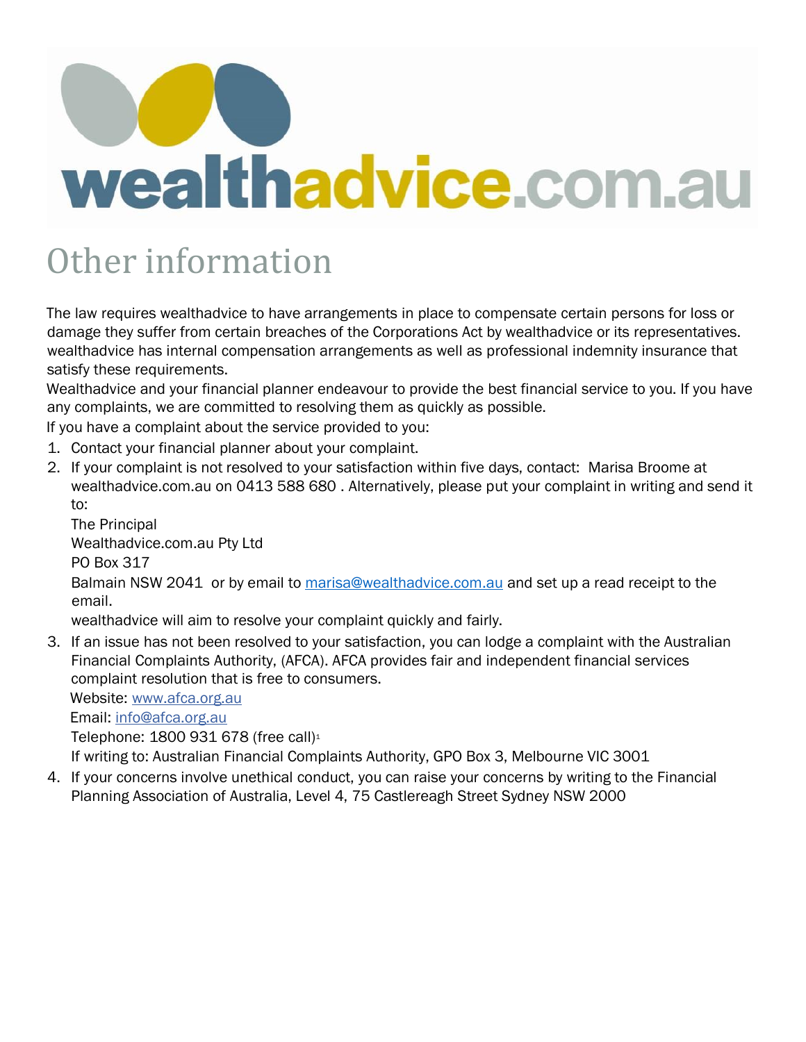wealthadvice.com.au

# Other information

The law requires wealthadvice to have arrangements in place to compensate certain persons for loss or damage they suffer from certain breaches of the Corporations Act by wealthadvice or its representatives. wealthadvice has internal compensation arrangements as well as professional indemnity insurance that satisfy these requirements.

Wealthadvice and your financial planner endeavour to provide the best financial service to you. If you have any complaints, we are committed to resolving them as quickly as possible.

If you have a complaint about the service provided to you:

1. Contact your financial planner about your complaint.
2. If your complaint is not resolved to your satisfaction within five days, contact: Marisa Broome at wealthadvice.com.au on 0413 588 680 . Alternatively, please put your complaint in writing and send it to:

   The Principal
   Wealthadvice.com.au Pty Ltd
   PO Box 317
   Balmain NSW 2041 or by email to marisa@wealthadvice.com.au and set up a read receipt to the email.

   wealthadvice will aim to resolve your complaint quickly and fairly.
3. If an issue has not been resolved to your satisfaction, you can lodge a complaint with the Australian Financial Complaints Authority, (AFCA). AFCA provides fair and independent financial services complaint resolution that is free to consumers.

   Website: www.afca.org.au
   Email: info@afca.org.au
   Telephone: 1800 931 678 (free call)[1]
   If writing to: Australian Financial Complaints Authority, GPO Box 3, Melbourne VIC 3001
4. If your concerns involve unethical conduct, you can raise your concerns by writing to the Financial Planning Association of Australia, Level 4, 75 Castlereagh Street Sydney NSW 2000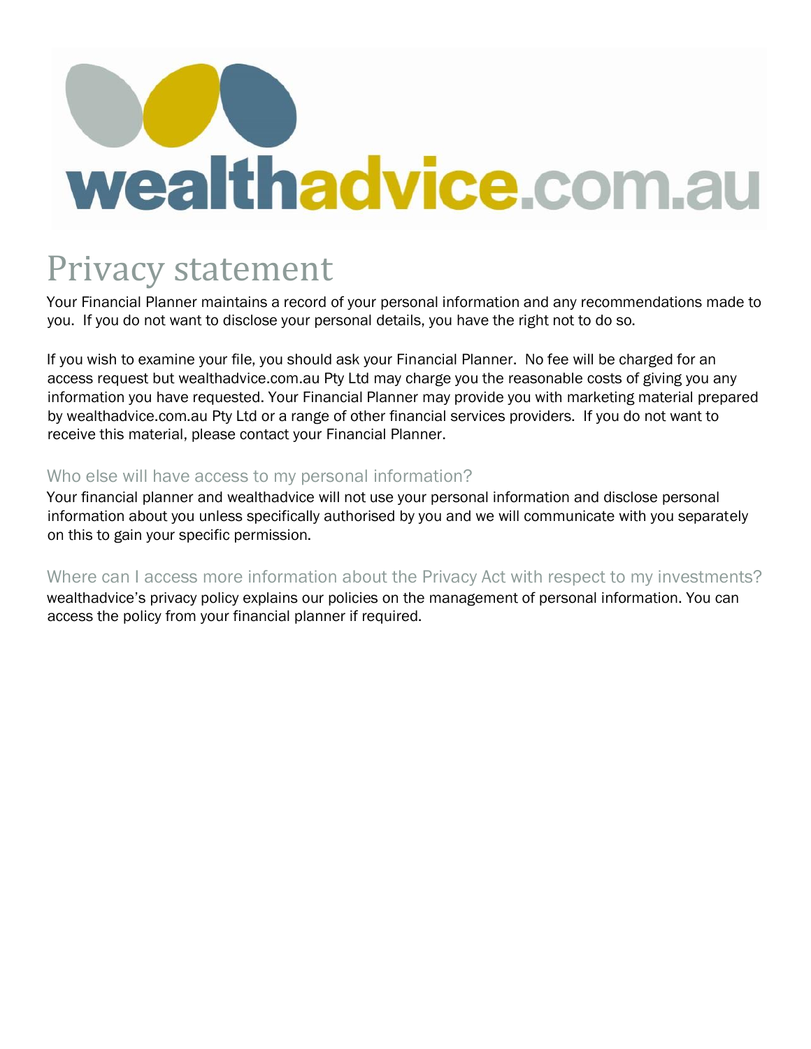# Privacy statement

Your Financial Planner maintains a record of your personal information and any recommendations made to you. If you do not want to disclose your personal details, you have the right not to do so.

If you wish to examine your file, you should ask your Financial Planner. No fee will be charged for an access request but wealthadvice.com.au Pty Ltd may charge you the reasonable costs of giving you any information you have requested. Your Financial Planner may provide you with marketing material prepared by wealthadvice.com.au Pty Ltd or a range of other financial services providers. If you do not want to receive this material, please contact your Financial Planner.

## Who else will have access to my personal information?

Your financial planner and wealthadvice will not use your personal information and disclose personal information about you unless specifically authorised by you and we will communicate with you separately on this to gain your specific permission.

## Where can I access more information about the Privacy Act with respect to my investments?

wealthadvice's privacy policy explains our policies on the management of personal information. You can access the policy from your financial planner if required.